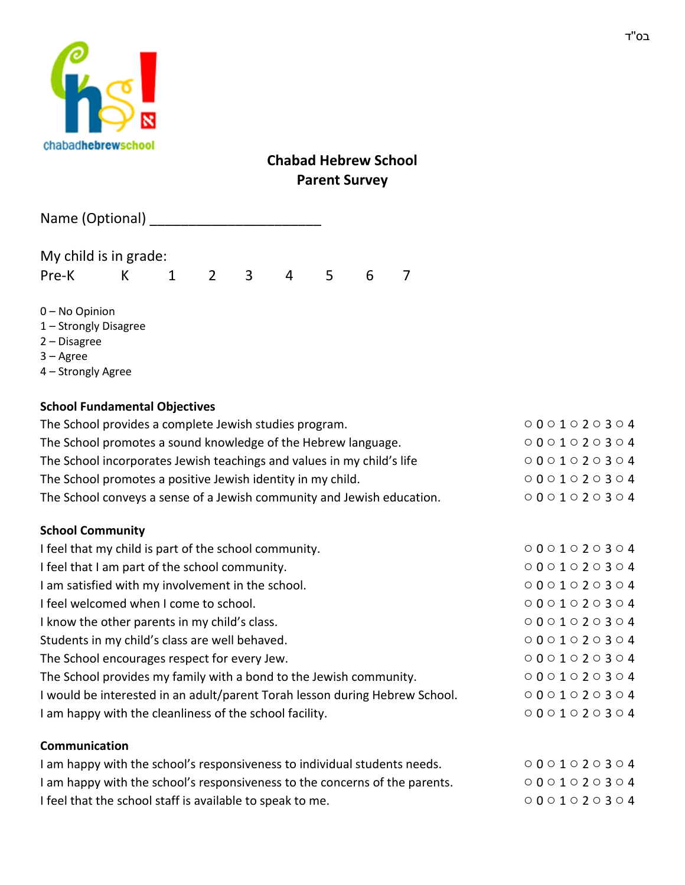בס"ד

chabadhebrewschool

# Chabad Hebrew School
## Parent Survey

Name (Optional) ______________________

My child is in grade:
Pre-K K 1 2 3 4 5 6 7

0 – No Opinion
1 – Strongly Disagree
2 – Disagree
3 – Agree
4 – Strongly Agree

**School Fundamental Objectives**

| | |
|---|---|
| The School provides a complete Jewish studies program. | ○ 0 ○ 1 ○ 2 ○ 3 ○ 4 |
| The School promotes a sound knowledge of the Hebrew language. | ○ 0 ○ 1 ○ 2 ○ 3 ○ 4 |
| The School incorporates Jewish teachings and values in my child's life | ○ 0 ○ 1 ○ 2 ○ 3 ○ 4 |
| The School promotes a positive Jewish identity in my child. | ○ 0 ○ 1 ○ 2 ○ 3 ○ 4 |
| The School conveys a sense of a Jewish community and Jewish education. | ○ 0 ○ 1 ○ 2 ○ 3 ○ 4 |

**School Community**

| | |
|---|---|
| I feel that my child is part of the school community. | ○ 0 ○ 1 ○ 2 ○ 3 ○ 4 |
| I feel that I am part of the school community. | ○ 0 ○ 1 ○ 2 ○ 3 ○ 4 |
| I am satisfied with my involvement in the school. | ○ 0 ○ 1 ○ 2 ○ 3 ○ 4 |
| I feel welcomed when I come to school. | ○ 0 ○ 1 ○ 2 ○ 3 ○ 4 |
| I know the other parents in my child's class. | ○ 0 ○ 1 ○ 2 ○ 3 ○ 4 |
| Students in my child's class are well behaved. | ○ 0 ○ 1 ○ 2 ○ 3 ○ 4 |
| The School encourages respect for every Jew. | ○ 0 ○ 1 ○ 2 ○ 3 ○ 4 |
| The School provides my family with a bond to the Jewish community. | ○ 0 ○ 1 ○ 2 ○ 3 ○ 4 |
| I would be interested in an adult/parent Torah lesson during Hebrew School. | ○ 0 ○ 1 ○ 2 ○ 3 ○ 4 |
| I am happy with the cleanliness of the school facility. | ○ 0 ○ 1 ○ 2 ○ 3 ○ 4 |

**Communication**

| | |
|---|---|
| I am happy with the school's responsiveness to individual students needs. | ○ 0 ○ 1 ○ 2 ○ 3 ○ 4 |
| I am happy with the school's responsiveness to the concerns of the parents. | ○ 0 ○ 1 ○ 2 ○ 3 ○ 4 |
| I feel that the school staff is available to speak to me. | ○ 0 ○ 1 ○ 2 ○ 3 ○ 4 |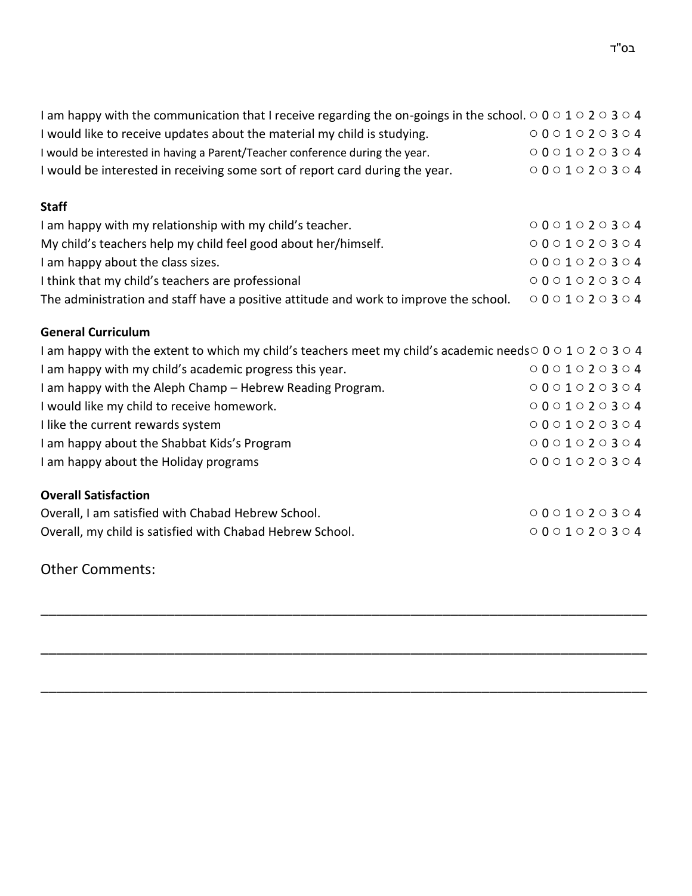בס"ד

I am happy with the communication that I receive regarding the on-goings in the school. ○ 0 ○ 1 ○ 2 ○ 3 ○ 4
I would like to receive updates about the material my child is studying. ○ 0 ○ 1 ○ 2 ○ 3 ○ 4
I would be interested in having a Parent/Teacher conference during the year. ○ 0 ○ 1 ○ 2 ○ 3 ○ 4
I would be interested in receiving some sort of report card during the year. ○ 0 ○ 1 ○ 2 ○ 3 ○ 4

**Staff**

I am happy with my relationship with my child's teacher. ○ 0 ○ 1 ○ 2 ○ 3 ○ 4
My child's teachers help my child feel good about her/himself. ○ 0 ○ 1 ○ 2 ○ 3 ○ 4
I am happy about the class sizes. ○ 0 ○ 1 ○ 2 ○ 3 ○ 4
I think that my child's teachers are professional ○ 0 ○ 1 ○ 2 ○ 3 ○ 4
The administration and staff have a positive attitude and work to improve the school. ○ 0 ○ 1 ○ 2 ○ 3 ○ 4

**General Curriculum**

I am happy with the extent to which my child's teachers meet my child's academic needs ○ 0 ○ 1 ○ 2 ○ 3 ○ 4
I am happy with my child's academic progress this year. ○ 0 ○ 1 ○ 2 ○ 3 ○ 4
I am happy with the Aleph Champ – Hebrew Reading Program. ○ 0 ○ 1 ○ 2 ○ 3 ○ 4
I would like my child to receive homework. ○ 0 ○ 1 ○ 2 ○ 3 ○ 4
I like the current rewards system ○ 0 ○ 1 ○ 2 ○ 3 ○ 4
I am happy about the Shabbat Kids's Program ○ 0 ○ 1 ○ 2 ○ 3 ○ 4
I am happy about the Holiday programs ○ 0 ○ 1 ○ 2 ○ 3 ○ 4

**Overall Satisfaction**

Overall, I am satisfied with Chabad Hebrew School. ○ 0 ○ 1 ○ 2 ○ 3 ○ 4
Overall, my child is satisfied with Chabad Hebrew School. ○ 0 ○ 1 ○ 2 ○ 3 ○ 4

Other Comments:

_______________________________________________________________________________

_______________________________________________________________________________

_______________________________________________________________________________